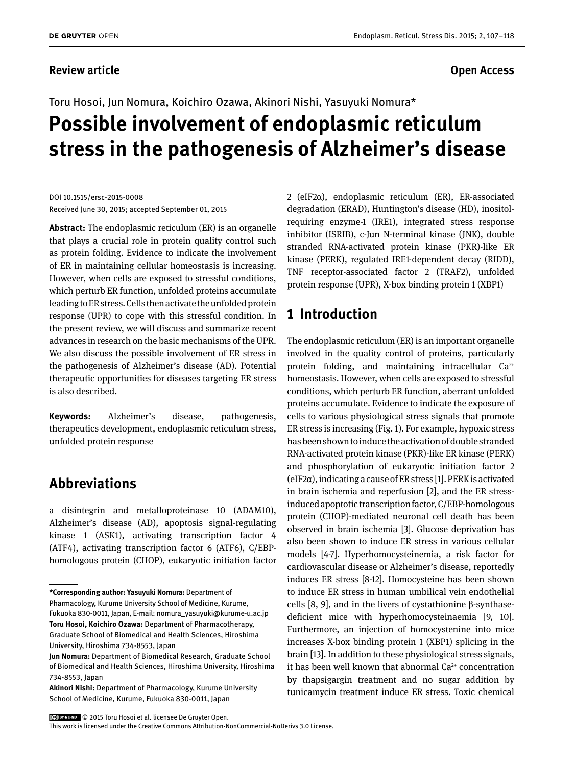Review article

Open Access

Toru Hosoi, Jun Nomura, Koichiro Ozawa, Akinori Nishi, Yasuyuki Nomura*

# Possible involvement of endoplasmic reticulum stress in the pathogenesis of Alzheimer's disease

DOI 10.1515/ersc-2015-0008
Received June 30, 2015; accepted September 01, 2015

**Abstract:** The endoplasmic reticulum (ER) is an organelle that plays a crucial role in protein quality control such as protein folding. Evidence to indicate the involvement of ER in maintaining cellular homeostasis is increasing. However, when cells are exposed to stressful conditions, which perturb ER function, unfolded proteins accumulate leading to ER stress. Cells then activate the unfolded protein response (UPR) to cope with this stressful condition. In the present review, we will discuss and summarize recent advances in research on the basic mechanisms of the UPR. We also discuss the possible involvement of ER stress in the pathogenesis of Alzheimer's disease (AD). Potential therapeutic opportunities for diseases targeting ER stress is also described.

**Keywords:** Alzheimer's disease, pathogenesis, therapeutics development, endoplasmic reticulum stress, unfolded protein response

## Abbreviations

a disintegrin and metalloproteinase 10 (ADAM10), Alzheimer's disease (AD), apoptosis signal-regulating kinase 1 (ASK1), activating transcription factor 4 (ATF4), activating transcription factor 6 (ATF6), C/EBP-homologous protein (CHOP), eukaryotic initiation factor 2 (eIF2α), endoplasmic reticulum (ER), ER-associated degradation (ERAD), Huntington's disease (HD), inositol-requiring enzyme-1 (IRE1), integrated stress response inhibitor (ISRIB), c-Jun N-terminal kinase (JNK), double stranded RNA-activated protein kinase (PKR)-like ER kinase (PERK), regulated IRE1-dependent decay (RIDD), TNF receptor-associated factor 2 (TRAF2), unfolded protein response (UPR), X-box binding protein 1 (XBP1)

## 1 Introduction

The endoplasmic reticulum (ER) is an important organelle involved in the quality control of proteins, particularly protein folding, and maintaining intracellular $Ca^{2+}$ homeostasis. However, when cells are exposed to stressful conditions, which perturb ER function, aberrant unfolded proteins accumulate. Evidence to indicate the exposure of cells to various physiological stress signals that promote ER stress is increasing (Fig. 1). For example, hypoxic stress has been shown to induce the activation of double stranded RNA-activated protein kinase (PKR)-like ER kinase (PERK) and phosphorylation of eukaryotic initiation factor 2 (eIF2α), indicating a cause of ER stress [1]. PERK is activated in brain ischemia and reperfusion [2], and the ER stress-induced apoptotic transcription factor, C/EBP-homologous protein (CHOP)-mediated neuronal cell death has been observed in brain ischemia [3]. Glucose deprivation has also been shown to induce ER stress in various cellular models [4-7]. Hyperhomocysteinemia, a risk factor for cardiovascular disease or Alzheimer's disease, reportedly induces ER stress [8-12]. Homocysteine has been shown to induce ER stress in human umbilical vein endothelial cells [8, 9], and in the livers of cystathionine β-synthase-deficient mice with hyperhomocysteinaemia [9, 10]. Furthermore, an injection of homocystenine into mice increases X-box binding protein 1 (XBP1) splicing in the brain [13]. In addition to these physiological stress signals, it has been well known that abnormal $Ca^{2+}$ concentration by thapsigargin treatment and no sugar addition by tunicamycin treatment induce ER stress. Toxic chemical

---

***Corresponding author: Yasuyuki Nomura:** Department of Pharmacology, Kurume University School of Medicine, Kurume, Fukuoka 830-0011, Japan, E-mail: nomura_yasuyuki@kurume-u.ac.jp
**Toru Hosoi, Koichiro Ozawa:** Department of Pharmacotherapy, Graduate School of Biomedical and Health Sciences, Hiroshima University, Hiroshima 734-8553, Japan
**Jun Nomura:** Department of Biomedical Research, Graduate School of Biomedical and Health Sciences, Hiroshima University, Hiroshima 734-8553, Japan
**Akinori Nishi:** Department of Pharmacology, Kurume University School of Medicine, Kurume, Fukuoka 830-0011, Japan

© 2015 Toru Hosoi et al. licensee De Gruyter Open.
This work is licensed under the Creative Commons Attribution-NonCommercial-NoDerivs 3.0 License.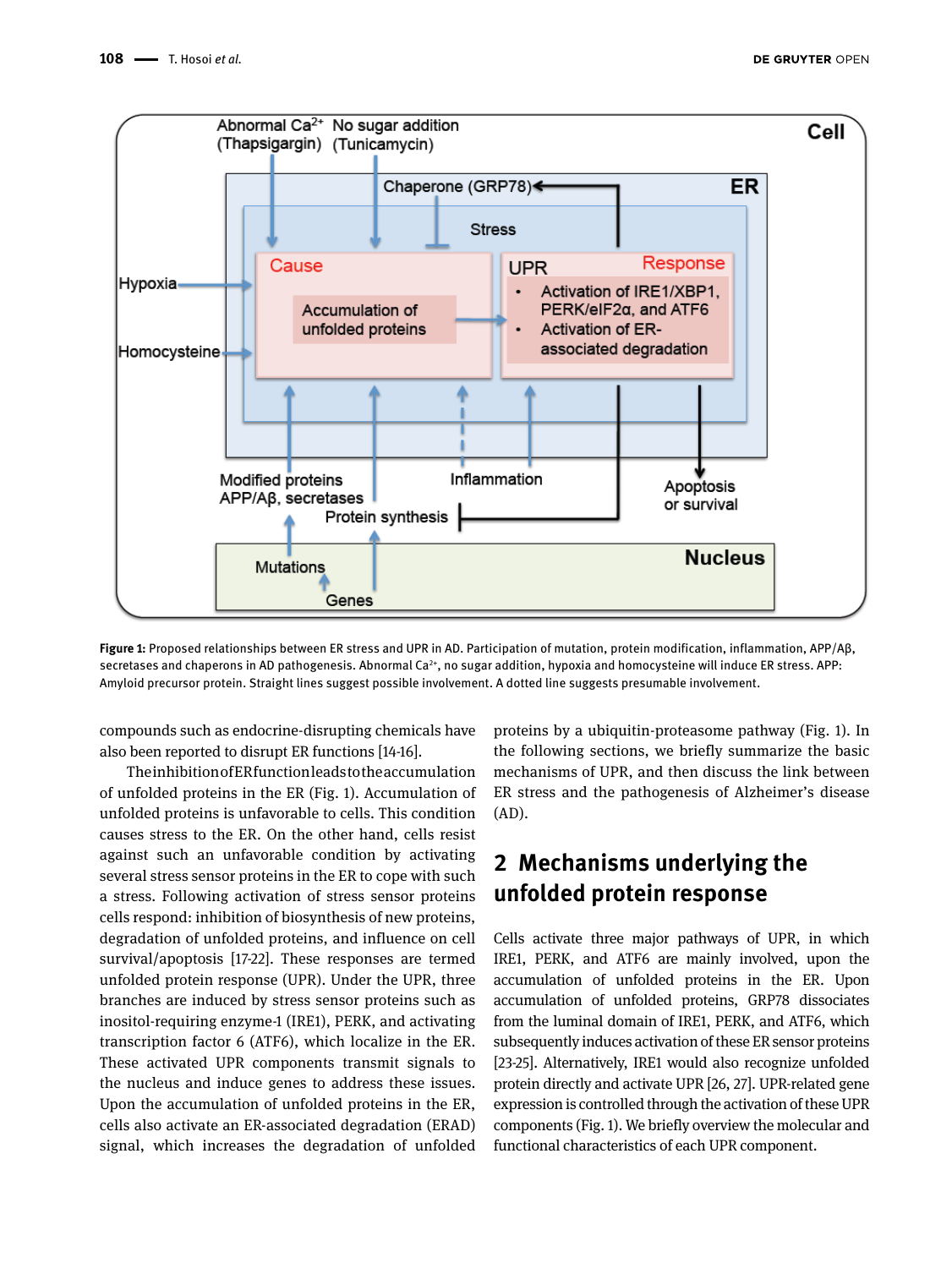Figure 1: Proposed relationships between ER stress and UPR in AD. Participation of mutation, protein modification, inflammation, APP/Aβ, secretases and chaperons in AD pathogenesis. Abnormal $Ca^{2+}$, no sugar addition, hypoxia and homocysteine will induce ER stress. APP: Amyloid precursor protein. Straight lines suggest possible involvement. A dotted line suggests presumable involvement.

compounds such as endocrine-disrupting chemicals have also been reported to disrupt ER functions [14-16].

The inhibition of ER function leads to the accumulation of unfolded proteins in the ER (Fig. 1). Accumulation of unfolded proteins is unfavorable to cells. This condition causes stress to the ER. On the other hand, cells resist against such an unfavorable condition by activating several stress sensor proteins in the ER to cope with such a stress. Following activation of stress sensor proteins cells respond: inhibition of biosynthesis of new proteins, degradation of unfolded proteins, and influence on cell survival/apoptosis [17-22]. These responses are termed unfolded protein response (UPR). Under the UPR, three branches are induced by stress sensor proteins such as inositol-requiring enzyme-1 (IRE1), PERK, and activating transcription factor 6 (ATF6), which localize in the ER. These activated UPR components transmit signals to the nucleus and induce genes to address these issues. Upon the accumulation of unfolded proteins in the ER, cells also activate an ER-associated degradation (ERAD) signal, which increases the degradation of unfolded proteins by a ubiquitin-proteasome pathway (Fig. 1). In the following sections, we briefly summarize the basic mechanisms of UPR, and then discuss the link between ER stress and the pathogenesis of Alzheimer's disease (AD).

## 2 Mechanisms underlying the unfolded protein response

Cells activate three major pathways of UPR, in which IRE1, PERK, and ATF6 are mainly involved, upon the accumulation of unfolded proteins in the ER. Upon accumulation of unfolded proteins, GRP78 dissociates from the luminal domain of IRE1, PERK, and ATF6, which subsequently induces activation of these ER sensor proteins [23-25]. Alternatively, IRE1 would also recognize unfolded protein directly and activate UPR [26, 27]. UPR-related gene expression is controlled through the activation of these UPR components (Fig. 1). We briefly overview the molecular and functional characteristics of each UPR component.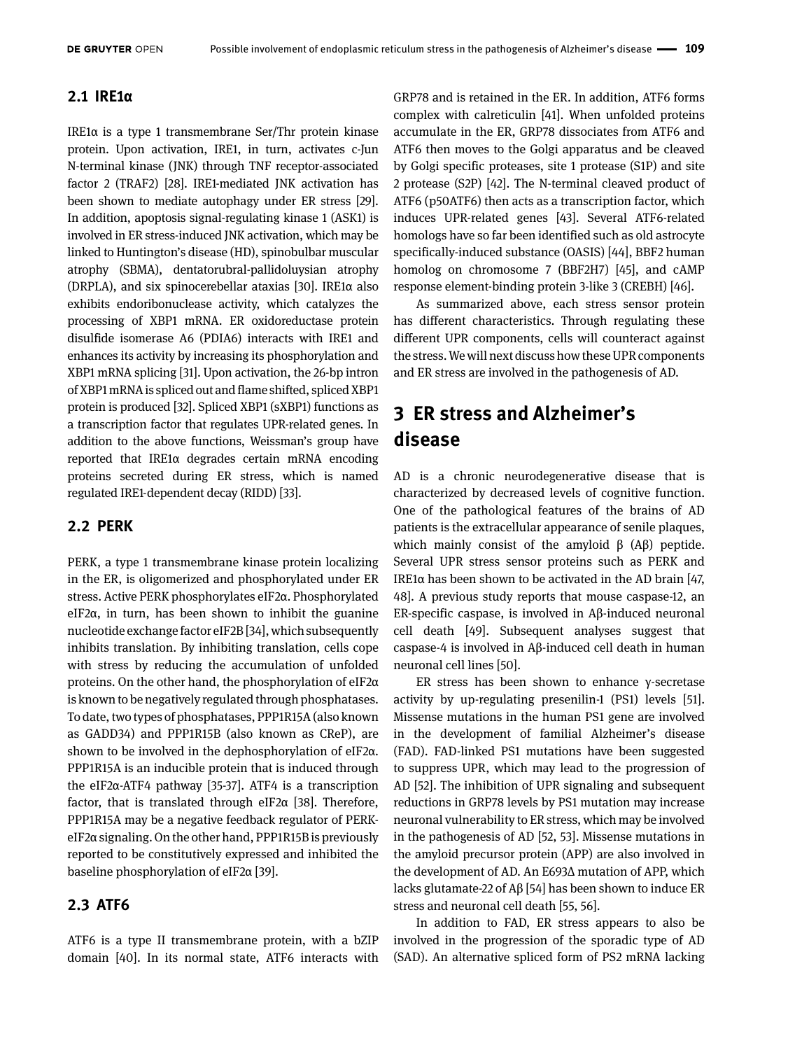### 2.1 IRE1α

IRE1α is a type 1 transmembrane Ser/Thr protein kinase protein. Upon activation, IRE1, in turn, activates c-Jun N-terminal kinase (JNK) through TNF receptor-associated factor 2 (TRAF2) [28]. IRE1-mediated JNK activation has been shown to mediate autophagy under ER stress [29]. In addition, apoptosis signal-regulating kinase 1 (ASK1) is involved in ER stress-induced JNK activation, which may be linked to Huntington's disease (HD), spinobulbar muscular atrophy (SBMA), dentatorubral-pallidoluysian atrophy (DRPLA), and six spinocerebellar ataxias [30]. IRE1α also exhibits endoribonuclease activity, which catalyzes the processing of XBP1 mRNA. ER oxidoreductase protein disulfide isomerase A6 (PDIA6) interacts with IRE1 and enhances its activity by increasing its phosphorylation and XBP1 mRNA splicing [31]. Upon activation, the 26-bp intron of XBP1 mRNA is spliced out and flame shifted, spliced XBP1 protein is produced [32]. Spliced XBP1 (sXBP1) functions as a transcription factor that regulates UPR-related genes. In addition to the above functions, Weissman's group have reported that IRE1α degrades certain mRNA encoding proteins secreted during ER stress, which is named regulated IRE1-dependent decay (RIDD) [33].

### 2.2 PERK

PERK, a type 1 transmembrane kinase protein localizing in the ER, is oligomerized and phosphorylated under ER stress. Active PERK phosphorylates eIF2α. Phosphorylated eIF2α, in turn, has been shown to inhibit the guanine nucleotide exchange factor eIF2B [34], which subsequently inhibits translation. By inhibiting translation, cells cope with stress by reducing the accumulation of unfolded proteins. On the other hand, the phosphorylation of eIF2α is known to be negatively regulated through phosphatases. To date, two types of phosphatases, PPP1R15A (also known as GADD34) and PPP1R15B (also known as CReP), are shown to be involved in the dephosphorylation of eIF2α. PPP1R15A is an inducible protein that is induced through the eIF2α-ATF4 pathway [35-37]. ATF4 is a transcription factor, that is translated through eIF2α [38]. Therefore, PPP1R15A may be a negative feedback regulator of PERK-eIF2α signaling. On the other hand, PPP1R15B is previously reported to be constitutively expressed and inhibited the baseline phosphorylation of eIF2α [39].

### 2.3 ATF6

ATF6 is a type II transmembrane protein, with a bZIP domain [40]. In its normal state, ATF6 interacts with GRP78 and is retained in the ER. In addition, ATF6 forms complex with calreticulin [41]. When unfolded proteins accumulate in the ER, GRP78 dissociates from ATF6 and ATF6 then moves to the Golgi apparatus and be cleaved by Golgi specific proteases, site 1 protease (S1P) and site 2 protease (S2P) [42]. The N-terminal cleaved product of ATF6 (p50ATF6) then acts as a transcription factor, which induces UPR-related genes [43]. Several ATF6-related homologs have so far been identified such as old astrocyte specifically-induced substance (OASIS) [44], BBF2 human homolog on chromosome 7 (BBF2H7) [45], and cAMP response element-binding protein 3-like 3 (CREBH) [46].

As summarized above, each stress sensor protein has different characteristics. Through regulating these different UPR components, cells will counteract against the stress. We will next discuss how these UPR components and ER stress are involved in the pathogenesis of AD.

## 3 ER stress and Alzheimer's disease

AD is a chronic neurodegenerative disease that is characterized by decreased levels of cognitive function. One of the pathological features of the brains of AD patients is the extracellular appearance of senile plaques, which mainly consist of the amyloid β (Aβ) peptide. Several UPR stress sensor proteins such as PERK and IRE1α has been shown to be activated in the AD brain [47, 48]. A previous study reports that mouse caspase-12, an ER-specific caspase, is involved in Aβ-induced neuronal cell death [49]. Subsequent analyses suggest that caspase-4 is involved in Aβ-induced cell death in human neuronal cell lines [50].

ER stress has been shown to enhance γ-secretase activity by up-regulating presenilin-1 (PS1) levels [51]. Missense mutations in the human PS1 gene are involved in the development of familial Alzheimer's disease (FAD). FAD-linked PS1 mutations have been suggested to suppress UPR, which may lead to the progression of AD [52]. The inhibition of UPR signaling and subsequent reductions in GRP78 levels by PS1 mutation may increase neuronal vulnerability to ER stress, which may be involved in the pathogenesis of AD [52, 53]. Missense mutations in the amyloid precursor protein (APP) are also involved in the development of AD. An E693Δ mutation of APP, which lacks glutamate-22 of Aβ [54] has been shown to induce ER stress and neuronal cell death [55, 56].

In addition to FAD, ER stress appears to also be involved in the progression of the sporadic type of AD (SAD). An alternative spliced form of PS2 mRNA lacking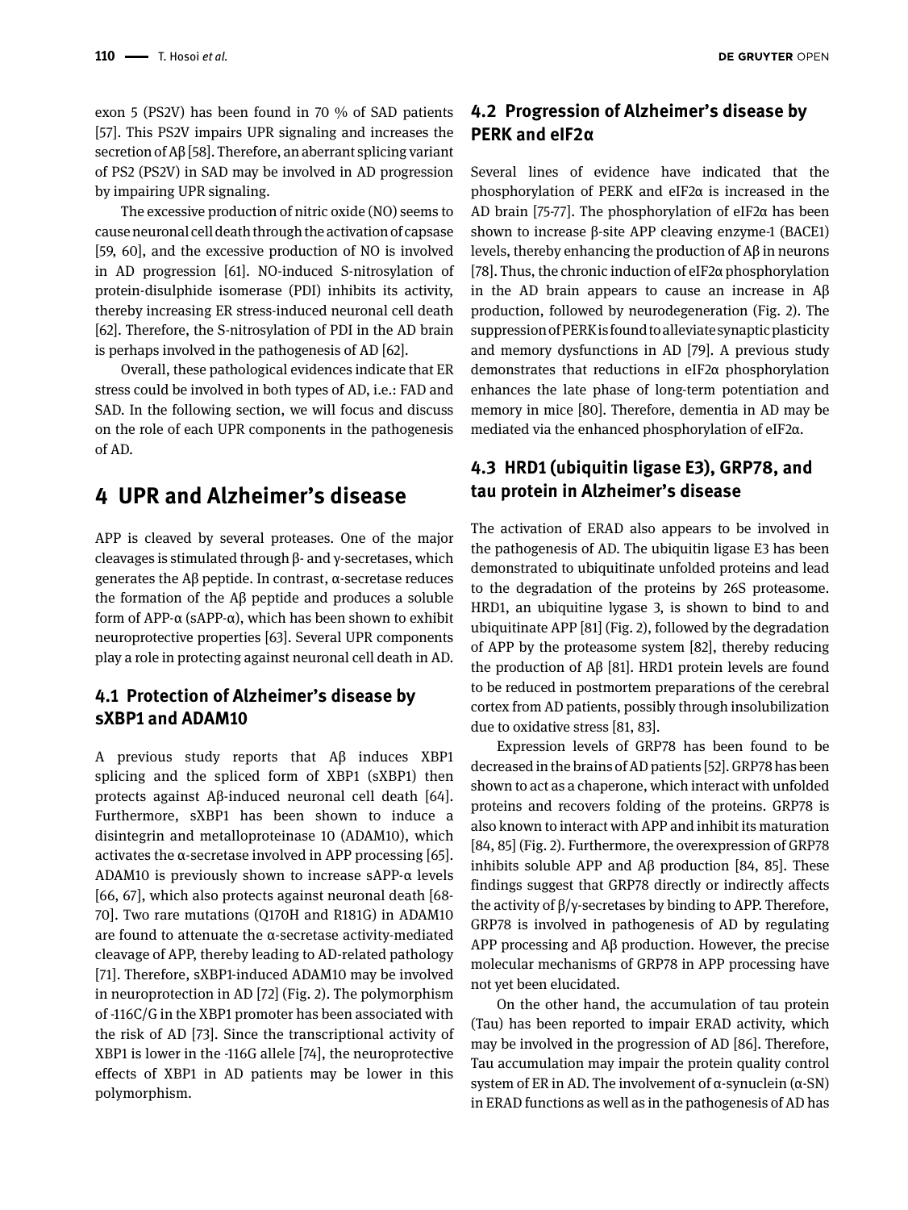exon 5 (PS2V) has been found in 70 % of SAD patients [57]. This PS2V impairs UPR signaling and increases the secretion of Aβ [58]. Therefore, an aberrant splicing variant of PS2 (PS2V) in SAD may be involved in AD progression by impairing UPR signaling.

The excessive production of nitric oxide (NO) seems to cause neuronal cell death through the activation of capsase [59, 60], and the excessive production of NO is involved in AD progression [61]. NO-induced S-nitrosylation of protein-disulphide isomerase (PDI) inhibits its activity, thereby increasing ER stress-induced neuronal cell death [62]. Therefore, the S-nitrosylation of PDI in the AD brain is perhaps involved in the pathogenesis of AD [62].

Overall, these pathological evidences indicate that ER stress could be involved in both types of AD, i.e.: FAD and SAD. In the following section, we will focus and discuss on the role of each UPR components in the pathogenesis of AD.

# 4 UPR and Alzheimer's disease

APP is cleaved by several proteases. One of the major cleavages is stimulated through β- and γ-secretases, which generates the Aβ peptide. In contrast, α-secretase reduces the formation of the Aβ peptide and produces a soluble form of APP-α (sAPP-α), which has been shown to exhibit neuroprotective properties [63]. Several UPR components play a role in protecting against neuronal cell death in AD.

## 4.1 Protection of Alzheimer's disease by sXBP1 and ADAM10

A previous study reports that Aβ induces XBP1 splicing and the spliced form of XBP1 (sXBP1) then protects against Aβ-induced neuronal cell death [64]. Furthermore, sXBP1 has been shown to induce a disintegrin and metalloproteinase 10 (ADAM10), which activates the α-secretase involved in APP processing [65]. ADAM10 is previously shown to increase sAPP-α levels [66, 67], which also protects against neuronal death [68-70]. Two rare mutations (Q170H and R181G) in ADAM10 are found to attenuate the α-secretase activity-mediated cleavage of APP, thereby leading to AD-related pathology [71]. Therefore, sXBP1-induced ADAM10 may be involved in neuroprotection in AD [72] (Fig. 2). The polymorphism of -116C/G in the XBP1 promoter has been associated with the risk of AD [73]. Since the transcriptional activity of XBP1 is lower in the -116G allele [74], the neuroprotective effects of XBP1 in AD patients may be lower in this polymorphism.

## 4.2 Progression of Alzheimer's disease by PERK and eIF2α

Several lines of evidence have indicated that the phosphorylation of PERK and eIF2α is increased in the AD brain [75-77]. The phosphorylation of eIF2α has been shown to increase β-site APP cleaving enzyme-1 (BACE1) levels, thereby enhancing the production of Aβ in neurons [78]. Thus, the chronic induction of eIF2α phosphorylation in the AD brain appears to cause an increase in Aβ production, followed by neurodegeneration (Fig. 2). The suppression of PERK is found to alleviate synaptic plasticity and memory dysfunctions in AD [79]. A previous study demonstrates that reductions in eIF2α phosphorylation enhances the late phase of long-term potentiation and memory in mice [80]. Therefore, dementia in AD may be mediated via the enhanced phosphorylation of eIF2α.

## 4.3 HRD1 (ubiquitin ligase E3), GRP78, and tau protein in Alzheimer's disease

The activation of ERAD also appears to be involved in the pathogenesis of AD. The ubiquitin ligase E3 has been demonstrated to ubiquitinate unfolded proteins and lead to the degradation of the proteins by 26S proteasome. HRD1, an ubiquitine lygase 3, is shown to bind to and ubiquitinate APP [81] (Fig. 2), followed by the degradation of APP by the proteasome system [82], thereby reducing the production of Aβ [81]. HRD1 protein levels are found to be reduced in postmortem preparations of the cerebral cortex from AD patients, possibly through insolubilization due to oxidative stress [81, 83].

Expression levels of GRP78 has been found to be decreased in the brains of AD patients [52]. GRP78 has been shown to act as a chaperone, which interact with unfolded proteins and recovers folding of the proteins. GRP78 is also known to interact with APP and inhibit its maturation [84, 85] (Fig. 2). Furthermore, the overexpression of GRP78 inhibits soluble APP and Aβ production [84, 85]. These findings suggest that GRP78 directly or indirectly affects the activity of β/γ-secretases by binding to APP. Therefore, GRP78 is involved in pathogenesis of AD by regulating APP processing and Aβ production. However, the precise molecular mechanisms of GRP78 in APP processing have not yet been elucidated.

On the other hand, the accumulation of tau protein (Tau) has been reported to impair ERAD activity, which may be involved in the progression of AD [86]. Therefore, Tau accumulation may impair the protein quality control system of ER in AD. The involvement of α-synuclein (α-SN) in ERAD functions as well as in the pathogenesis of AD has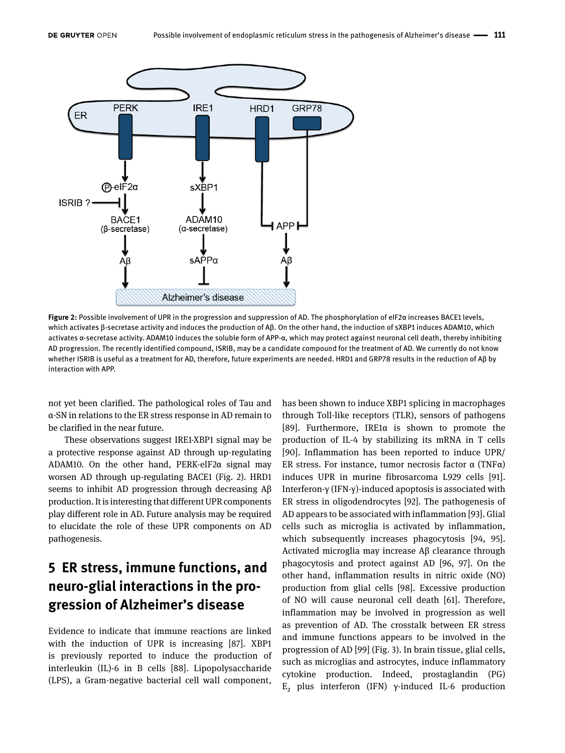**Figure 2:** Possible involvement of UPR in the progression and suppression of AD. The phosphorylation of eIF2α increases BACE1 levels, which activates β-secretase activity and induces the production of Aβ. On the other hand, the induction of sXBP1 induces ADAM10, which activates α-secretase activity. ADAM10 induces the soluble form of APP-α, which may protect against neuronal cell death, thereby inhibiting AD progression. The recently identified compound, ISRIB, may be a candidate compound for the treatment of AD. We currently do not know whether ISRIB is useful as a treatment for AD, therefore, future experiments are needed. HRD1 and GRP78 results in the reduction of Aβ by interaction with APP.

not yet been clarified. The pathological roles of Tau and α-SN in relations to the ER stress response in AD remain to be clarified in the near future.

These observations suggest IRE1-XBP1 signal may be a protective response against AD through up-regulating ADAM10. On the other hand, PERK-eIF2α signal may worsen AD through up-regulating BACE1 (Fig. 2). HRD1 seems to inhibit AD progression through decreasing Aβ production. It is interesting that different UPR components play different role in AD. Future analysis may be required to elucidate the role of these UPR components on AD pathogenesis.

## 5 ER stress, immune functions, and neuro-glial interactions in the progression of Alzheimer's disease

Evidence to indicate that immune reactions are linked with the induction of UPR is increasing [87]. XBP1 is previously reported to induce the production of interleukin (IL)-6 in B cells [88]. Lipopolysaccharide (LPS), a Gram-negative bacterial cell wall component, has been shown to induce XBP1 splicing in macrophages through Toll-like receptors (TLR), sensors of pathogens [89]. Furthermore, IRE1α is shown to promote the production of IL-4 by stabilizing its mRNA in T cells [90]. Inflammation has been reported to induce UPR/ER stress. For instance, tumor necrosis factor α (TNFα) induces UPR in murine fibrosarcoma L929 cells [91]. Interferon-γ (IFN-γ)-induced apoptosis is associated with ER stress in oligodendrocytes [92]. The pathogenesis of AD appears to be associated with inflammation [93]. Glial cells such as microglia is activated by inflammation, which subsequently increases phagocytosis [94, 95]. Activated microglia may increase Aβ clearance through phagocytosis and protect against AD [96, 97]. On the other hand, inflammation results in nitric oxide (NO) production from glial cells [98]. Excessive production of NO will cause neuronal cell death [61]. Therefore, inflammation may be involved in progression as well as prevention of AD. The crosstalk between ER stress and immune functions appears to be involved in the progression of AD [99] (Fig. 3). In brain tissue, glial cells, such as microglias and astrocytes, induce inflammatory cytokine production. Indeed, prostaglandin (PG) $E_2$ plus interferon (IFN) γ-induced IL-6 production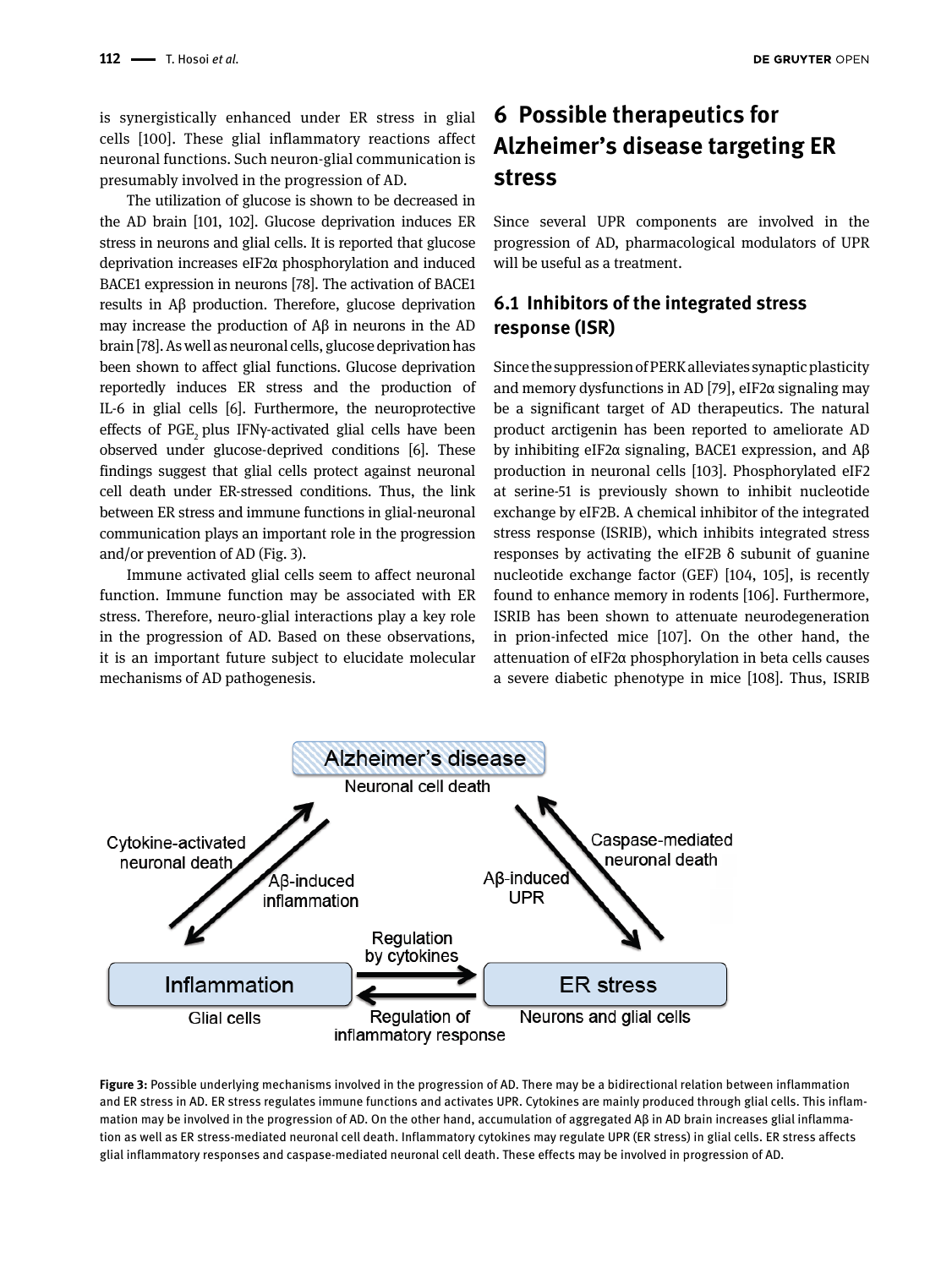is synergistically enhanced under ER stress in glial cells [100]. These glial inflammatory reactions affect neuronal functions. Such neuron-glial communication is presumably involved in the progression of AD.

The utilization of glucose is shown to be decreased in the AD brain [101, 102]. Glucose deprivation induces ER stress in neurons and glial cells. It is reported that glucose deprivation increases eIF2α phosphorylation and induced BACE1 expression in neurons [78]. The activation of BACE1 results in Aβ production. Therefore, glucose deprivation may increase the production of Aβ in neurons in the AD brain [78]. As well as neuronal cells, glucose deprivation has been shown to affect glial functions. Glucose deprivation reportedly induces ER stress and the production of IL-6 in glial cells [6]. Furthermore, the neuroprotective effects of $PGE_2$ plus IFNγ-activated glial cells have been observed under glucose-deprived conditions [6]. These findings suggest that glial cells protect against neuronal cell death under ER-stressed conditions. Thus, the link between ER stress and immune functions in glial-neuronal communication plays an important role in the progression and/or prevention of AD (Fig. 3).

Immune activated glial cells seem to affect neuronal function. Immune function may be associated with ER stress. Therefore, neuro-glial interactions play a key role in the progression of AD. Based on these observations, it is an important future subject to elucidate molecular mechanisms of AD pathogenesis.

# 6 Possible therapeutics for Alzheimer's disease targeting ER stress

Since several UPR components are involved in the progression of AD, pharmacological modulators of UPR will be useful as a treatment.

## 6.1 Inhibitors of the integrated stress response (ISR)

Since the suppression of PERK alleviates synaptic plasticity and memory dysfunctions in AD [79], eIF2α signaling may be a significant target of AD therapeutics. The natural product arctigenin has been reported to ameliorate AD by inhibiting eIF2α signaling, BACE1 expression, and Aβ production in neuronal cells [103]. Phosphorylated eIF2 at serine-51 is previously shown to inhibit nucleotide exchange by eIF2B. A chemical inhibitor of the integrated stress response (ISRIB), which inhibits integrated stress responses by activating the eIF2B δ subunit of guanine nucleotide exchange factor (GEF) [104, 105], is recently found to enhance memory in rodents [106]. Furthermore, ISRIB has been shown to attenuate neurodegeneration in prion-infected mice [107]. On the other hand, the attenuation of eIF2α phosphorylation in beta cells causes a severe diabetic phenotype in mice [108]. Thus, ISRIB

**Figure 3:** Possible underlying mechanisms involved in the progression of AD. There may be a bidirectional relation between inflammation and ER stress in AD. ER stress regulates immune functions and activates UPR. Cytokines are mainly produced through glial cells. This inflammation may be involved in the progression of AD. On the other hand, accumulation of aggregated Aβ in AD brain increases glial inflammation as well as ER stress-mediated neuronal cell death. Inflammatory cytokines may regulate UPR (ER stress) in glial cells. ER stress affects glial inflammatory responses and caspase-mediated neuronal cell death. These effects may be involved in progression of AD.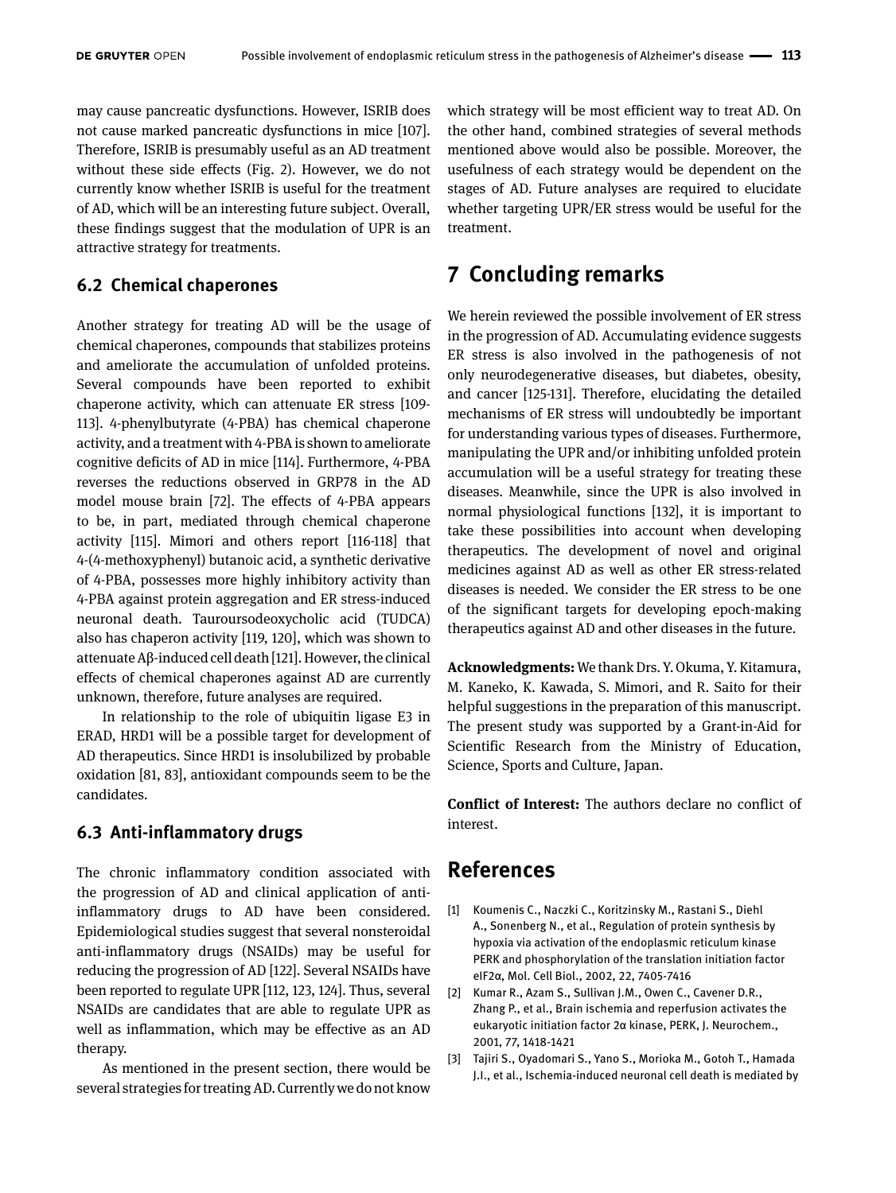may cause pancreatic dysfunctions. However, ISRIB does not cause marked pancreatic dysfunctions in mice [107]. Therefore, ISRIB is presumably useful as an AD treatment without these side effects (Fig. 2). However, we do not currently know whether ISRIB is useful for the treatment of AD, which will be an interesting future subject. Overall, these findings suggest that the modulation of UPR is an attractive strategy for treatments.

### 6.2 Chemical chaperones

Another strategy for treating AD will be the usage of chemical chaperones, compounds that stabilizes proteins and ameliorate the accumulation of unfolded proteins. Several compounds have been reported to exhibit chaperone activity, which can attenuate ER stress [109-113]. 4-phenylbutyrate (4-PBA) has chemical chaperone activity, and a treatment with 4-PBA is shown to ameliorate cognitive deficits of AD in mice [114]. Furthermore, 4-PBA reverses the reductions observed in GRP78 in the AD model mouse brain [72]. The effects of 4-PBA appears to be, in part, mediated through chemical chaperone activity [115]. Mimori and others report [116-118] that 4-(4-methoxyphenyl) butanoic acid, a synthetic derivative of 4-PBA, possesses more highly inhibitory activity than 4-PBA against protein aggregation and ER stress-induced neuronal death. Tauroursodeoxycholic acid (TUDCA) also has chaperon activity [119, 120], which was shown to attenuate Aβ-induced cell death [121]. However, the clinical effects of chemical chaperones against AD are currently unknown, therefore, future analyses are required.

In relationship to the role of ubiquitin ligase E3 in ERAD, HRD1 will be a possible target for development of AD therapeutics. Since HRD1 is insolubilized by probable oxidation [81, 83], antioxidant compounds seem to be the candidates.

### 6.3 Anti-inflammatory drugs

The chronic inflammatory condition associated with the progression of AD and clinical application of anti-inflammatory drugs to AD have been considered. Epidemiological studies suggest that several nonsteroidal anti-inflammatory drugs (NSAIDs) may be useful for reducing the progression of AD [122]. Several NSAIDs have been reported to regulate UPR [112, 123, 124]. Thus, several NSAIDs are candidates that are able to regulate UPR as well as inflammation, which may be effective as an AD therapy.

As mentioned in the present section, there would be several strategies for treating AD. Currently we do not know which strategy will be most efficient way to treat AD. On the other hand, combined strategies of several methods mentioned above would also be possible. Moreover, the usefulness of each strategy would be dependent on the stages of AD. Future analyses are required to elucidate whether targeting UPR/ER stress would be useful for the treatment.

## 7 Concluding remarks

We herein reviewed the possible involvement of ER stress in the progression of AD. Accumulating evidence suggests ER stress is also involved in the pathogenesis of not only neurodegenerative diseases, but diabetes, obesity, and cancer [125-131]. Therefore, elucidating the detailed mechanisms of ER stress will undoubtedly be important for understanding various types of diseases. Furthermore, manipulating the UPR and/or inhibiting unfolded protein accumulation will be a useful strategy for treating these diseases. Meanwhile, since the UPR is also involved in normal physiological functions [132], it is important to take these possibilities into account when developing therapeutics. The development of novel and original medicines against AD as well as other ER stress-related diseases is needed. We consider the ER stress to be one of the significant targets for developing epoch-making therapeutics against AD and other diseases in the future.

**Acknowledgments:** We thank Drs. Y. Okuma, Y. Kitamura, M. Kaneko, K. Kawada, S. Mimori, and R. Saito for their helpful suggestions in the preparation of this manuscript. The present study was supported by a Grant-in-Aid for Scientific Research from the Ministry of Education, Science, Sports and Culture, Japan.

**Conflict of Interest:** The authors declare no conflict of interest.

## References

[1] Koumenis C., Naczki C., Koritzinsky M., Rastani S., Diehl A., Sonenberg N., et al., Regulation of protein synthesis by hypoxia via activation of the endoplasmic reticulum kinase PERK and phosphorylation of the translation initiation factor eIF2α, Mol. Cell Biol., 2002, 22, 7405-7416

[2] Kumar R., Azam S., Sullivan J.M., Owen C., Cavener D.R., Zhang P., et al., Brain ischemia and reperfusion activates the eukaryotic initiation factor 2α kinase, PERK, J. Neurochem., 2001, 77, 1418-1421

[3] Tajiri S., Oyadomari S., Yano S., Morioka M., Gotoh T., Hamada J.I., et al., Ischemia-induced neuronal cell death is mediated by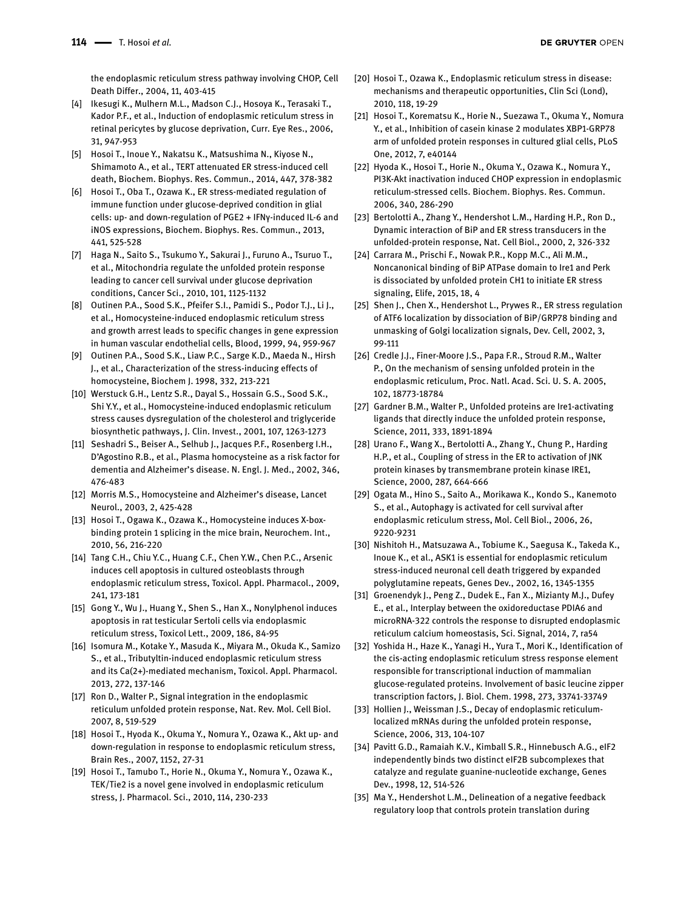the endoplasmic reticulum stress pathway involving CHOP, Cell Death Differ., 2004, 11, 403-415

[4] Ikesugi K., Mulhern M.L., Madson C.J., Hosoya K., Terasaki T., Kador P.F., et al., Induction of endoplasmic reticulum stress in retinal pericytes by glucose deprivation, Curr. Eye Res., 2006, 31, 947-953

[5] Hosoi T., Inoue Y., Nakatsu K., Matsushima N., Kiyose N., Shimamoto A., et al., TERT attenuated ER stress-induced cell death, Biochem. Biophys. Res. Commun., 2014, 447, 378-382

[6] Hosoi T., Oba T., Ozawa K., ER stress-mediated regulation of immune function under glucose-deprived condition in glial cells: up- and down-regulation of PGE2 + IFNγ-induced IL-6 and iNOS expressions, Biochem. Biophys. Res. Commun., 2013, 441, 525-528

[7] Haga N., Saito S., Tsukumo Y., Sakurai J., Furuno A., Tsuruo T., et al., Mitochondria regulate the unfolded protein response leading to cancer cell survival under glucose deprivation conditions, Cancer Sci., 2010, 101, 1125-1132

[8] Outinen P.A., Sood S.K., Pfeifer S.I., Pamidi S., Podor T.J., Li J., et al., Homocysteine-induced endoplasmic reticulum stress and growth arrest leads to specific changes in gene expression in human vascular endothelial cells, Blood, 1999, 94, 959-967

[9] Outinen P.A., Sood S.K., Liaw P.C., Sarge K.D., Maeda N., Hirsh J., et al., Characterization of the stress-inducing effects of homocysteine, Biochem J. 1998, 332, 213-221

[10] Werstuck G.H., Lentz S.R., Dayal S., Hossain G.S., Sood S.K., Shi Y.Y., et al., Homocysteine-induced endoplasmic reticulum stress causes dysregulation of the cholesterol and triglyceride biosynthetic pathways, J. Clin. Invest., 2001, 107, 1263-1273

[11] Seshadri S., Beiser A., Selhub J., Jacques P.F., Rosenberg I.H., D'Agostino R.B., et al., Plasma homocysteine as a risk factor for dementia and Alzheimer's disease. N. Engl. J. Med., 2002, 346, 476-483

[12] Morris M.S., Homocysteine and Alzheimer's disease, Lancet Neurol., 2003, 2, 425-428

[13] Hosoi T., Ogawa K., Ozawa K., Homocysteine induces X-box-binding protein 1 splicing in the mice brain, Neurochem. Int., 2010, 56, 216-220

[14] Tang C.H., Chiu Y.C., Huang C.F., Chen Y.W., Chen P.C., Arsenic induces cell apoptosis in cultured osteoblasts through endoplasmic reticulum stress, Toxicol. Appl. Pharmacol., 2009, 241, 173-181

[15] Gong Y., Wu J., Huang Y., Shen S., Han X., Nonylphenol induces apoptosis in rat testicular Sertoli cells via endoplasmic reticulum stress, Toxicol Lett., 2009, 186, 84-95

[16] Isomura M., Kotake Y., Masuda K., Miyara M., Okuda K., Samizo S., et al., Tributyltin-induced endoplasmic reticulum stress and its Ca(2+)-mediated mechanism, Toxicol. Appl. Pharmacol. 2013, 272, 137-146

[17] Ron D., Walter P., Signal integration in the endoplasmic reticulum unfolded protein response, Nat. Rev. Mol. Cell Biol. 2007, 8, 519-529

[18] Hosoi T., Hyoda K., Okuma Y., Nomura Y., Ozawa K., Akt up- and down-regulation in response to endoplasmic reticulum stress, Brain Res., 2007, 1152, 27-31

[19] Hosoi T., Tamubo T., Horie N., Okuma Y., Nomura Y., Ozawa K., TEK/Tie2 is a novel gene involved in endoplasmic reticulum stress, J. Pharmacol. Sci., 2010, 114, 230-233

[20] Hosoi T., Ozawa K., Endoplasmic reticulum stress in disease: mechanisms and therapeutic opportunities, Clin Sci (Lond), 2010, 118, 19-29

[21] Hosoi T., Korematsu K., Horie N., Suezawa T., Okuma Y., Nomura Y., et al., Inhibition of casein kinase 2 modulates XBP1-GRP78 arm of unfolded protein responses in cultured glial cells, PLoS One, 2012, 7, e40144

[22] Hyoda K., Hosoi T., Horie N., Okuma Y., Ozawa K., Nomura Y., PI3K-Akt inactivation induced CHOP expression in endoplasmic reticulum-stressed cells. Biochem. Biophys. Res. Commun. 2006, 340, 286-290

[23] Bertolotti A., Zhang Y., Hendershot L.M., Harding H.P., Ron D., Dynamic interaction of BiP and ER stress transducers in the unfolded-protein response, Nat. Cell Biol., 2000, 2, 326-332

[24] Carrara M., Prischi F., Nowak P.R., Kopp M.C., Ali M.M., Noncanonical binding of BiP ATPase domain to Ire1 and Perk is dissociated by unfolded protein CH1 to initiate ER stress signaling, Elife, 2015, 18, 4

[25] Shen J., Chen X., Hendershot L., Prywes R., ER stress regulation of ATF6 localization by dissociation of BiP/GRP78 binding and unmasking of Golgi localization signals, Dev. Cell, 2002, 3, 99-111

[26] Credle J.J., Finer-Moore J.S., Papa F.R., Stroud R.M., Walter P., On the mechanism of sensing unfolded protein in the endoplasmic reticulum, Proc. Natl. Acad. Sci. U. S. A. 2005, 102, 18773-18784

[27] Gardner B.M., Walter P., Unfolded proteins are Ire1-activating ligands that directly induce the unfolded protein response, Science, 2011, 333, 1891-1894

[28] Urano F., Wang X., Bertolotti A., Zhang Y., Chung P., Harding H.P., et al., Coupling of stress in the ER to activation of JNK protein kinases by transmembrane protein kinase IRE1, Science, 2000, 287, 664-666

[29] Ogata M., Hino S., Saito A., Morikawa K., Kondo S., Kanemoto S., et al., Autophagy is activated for cell survival after endoplasmic reticulum stress, Mol. Cell Biol., 2006, 26, 9220-9231

[30] Nishitoh H., Matsuzawa A., Tobiume K., Saegusa K., Takeda K., Inoue K., et al., ASK1 is essential for endoplasmic reticulum stress-induced neuronal cell death triggered by expanded polyglutamine repeats, Genes Dev., 2002, 16, 1345-1355

[31] Groenendyk J., Peng Z., Dudek E., Fan X., Mizianty M.J., Dufey E., et al., Interplay between the oxidoreductase PDIA6 and microRNA-322 controls the response to disrupted endoplasmic reticulum calcium homeostasis, Sci. Signal, 2014, 7, ra54

[32] Yoshida H., Haze K., Yanagi H., Yura T., Mori K., Identification of the cis-acting endoplasmic reticulum stress response element responsible for transcriptional induction of mammalian glucose-regulated proteins. Involvement of basic leucine zipper transcription factors, J. Biol. Chem. 1998, 273, 33741-33749

[33] Hollien J., Weissman J.S., Decay of endoplasmic reticulum-localized mRNAs during the unfolded protein response, Science, 2006, 313, 104-107

[34] Pavitt G.D., Ramaiah K.V., Kimball S.R., Hinnebusch A.G., eIF2 independently binds two distinct eIF2B subcomplexes that catalyze and regulate guanine-nucleotide exchange, Genes Dev., 1998, 12, 514-526

[35] Ma Y., Hendershot L.M., Delineation of a negative feedback regulatory loop that controls protein translation during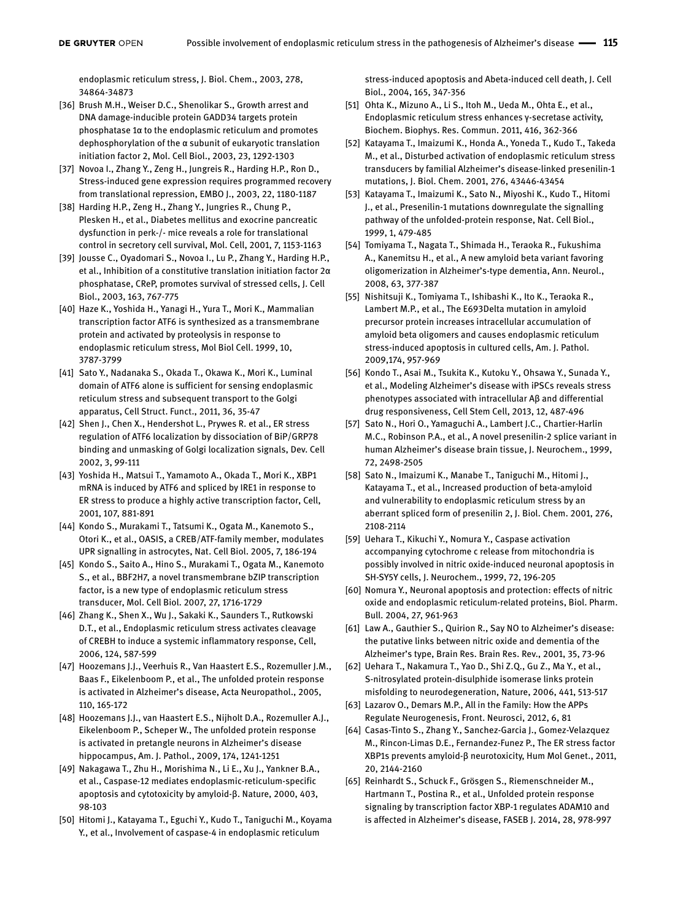endoplasmic reticulum stress, J. Biol. Chem., 2003, 278, 34864-34873

[36] Brush M.H., Weiser D.C., Shenolikar S., Growth arrest and DNA damage-inducible protein GADD34 targets protein phosphatase 1α to the endoplasmic reticulum and promotes dephosphorylation of the α subunit of eukaryotic translation initiation factor 2, Mol. Cell Biol., 2003, 23, 1292-1303

[37] Novoa I., Zhang Y., Zeng H., Jungreis R., Harding H.P., Ron D., Stress-induced gene expression requires programmed recovery from translational repression, EMBO J., 2003, 22, 1180-1187

[38] Harding H.P., Zeng H., Zhang Y., Jungries R., Chung P., Plesken H., et al., Diabetes mellitus and exocrine pancreatic dysfunction in perk-/- mice reveals a role for translational control in secretory cell survival, Mol. Cell, 2001, 7, 1153-1163

[39] Jousse C., Oyadomari S., Novoa I., Lu P., Zhang Y., Harding H.P., et al., Inhibition of a constitutive translation initiation factor 2α phosphatase, CReP, promotes survival of stressed cells, J. Cell Biol., 2003, 163, 767-775

[40] Haze K., Yoshida H., Yanagi H., Yura T., Mori K., Mammalian transcription factor ATF6 is synthesized as a transmembrane protein and activated by proteolysis in response to endoplasmic reticulum stress, Mol Biol Cell. 1999, 10, 3787-3799

[41] Sato Y., Nadanaka S., Okada T., Okawa K., Mori K., Luminal domain of ATF6 alone is sufficient for sensing endoplasmic reticulum stress and subsequent transport to the Golgi apparatus, Cell Struct. Funct., 2011, 36, 35-47

[42] Shen J., Chen X., Hendershot L., Prywes R. et al., ER stress regulation of ATF6 localization by dissociation of BiP/GRP78 binding and unmasking of Golgi localization signals, Dev. Cell 2002, 3, 99-111

[43] Yoshida H., Matsui T., Yamamoto A., Okada T., Mori K., XBP1 mRNA is induced by ATF6 and spliced by IRE1 in response to ER stress to produce a highly active transcription factor, Cell, 2001, 107, 881-891

[44] Kondo S., Murakami T., Tatsumi K., Ogata M., Kanemoto S., Otori K., et al., OASIS, a CREB/ATF-family member, modulates UPR signalling in astrocytes, Nat. Cell Biol. 2005, 7, 186-194

[45] Kondo S., Saito A., Hino S., Murakami T., Ogata M., Kanemoto S., et al., BBF2H7, a novel transmembrane bZIP transcription factor, is a new type of endoplasmic reticulum stress transducer, Mol. Cell Biol. 2007, 27, 1716-1729

[46] Zhang K., Shen X., Wu J., Sakaki K., Saunders T., Rutkowski D.T., et al., Endoplasmic reticulum stress activates cleavage of CREBH to induce a systemic inflammatory response, Cell, 2006, 124, 587-599

[47] Hoozemans J.J., Veerhuis R., Van Haastert E.S., Rozemuller J.M., Baas F., Eikelenboom P., et al., The unfolded protein response is activated in Alzheimer's disease, Acta Neuropathol., 2005, 110, 165-172

[48] Hoozemans J.J., van Haastert E.S., Nijholt D.A., Rozemuller A.J., Eikelenboom P., Scheper W., The unfolded protein response is activated in pretangle neurons in Alzheimer's disease hippocampus, Am. J. Pathol., 2009, 174, 1241-1251

[49] Nakagawa T., Zhu H., Morishima N., Li E., Xu J., Yankner B.A., et al., Caspase-12 mediates endoplasmic-reticulum-specific apoptosis and cytotoxicity by amyloid-β. Nature, 2000, 403, 98-103

[50] Hitomi J., Katayama T., Eguchi Y., Kudo T., Taniguchi M., Koyama Y., et al., Involvement of caspase-4 in endoplasmic reticulum stress-induced apoptosis and Abeta-induced cell death, J. Cell Biol., 2004, 165, 347-356

[51] Ohta K., Mizuno A., Li S., Itoh M., Ueda M., Ohta E., et al., Endoplasmic reticulum stress enhances γ-secretase activity, Biochem. Biophys. Res. Commun. 2011, 416, 362-366

[52] Katayama T., Imaizumi K., Honda A., Yoneda T., Kudo T., Takeda M., et al., Disturbed activation of endoplasmic reticulum stress transducers by familial Alzheimer's disease-linked presenilin-1 mutations, J. Biol. Chem. 2001, 276, 43446-43454

[53] Katayama T., Imaizumi K., Sato N., Miyoshi K., Kudo T., Hitomi J., et al., Presenilin-1 mutations downregulate the signalling pathway of the unfolded-protein response, Nat. Cell Biol., 1999, 1, 479-485

[54] Tomiyama T., Nagata T., Shimada H., Teraoka R., Fukushima A., Kanemitsu H., et al., A new amyloid beta variant favoring oligomerization in Alzheimer's-type dementia, Ann. Neurol., 2008, 63, 377-387

[55] Nishitsuji K., Tomiyama T., Ishibashi K., Ito K., Teraoka R., Lambert M.P., et al., The E693Delta mutation in amyloid precursor protein increases intracellular accumulation of amyloid beta oligomers and causes endoplasmic reticulum stress-induced apoptosis in cultured cells, Am. J. Pathol. 2009,174, 957-969

[56] Kondo T., Asai M., Tsukita K., Kutoku Y., Ohsawa Y., Sunada Y., et al., Modeling Alzheimer's disease with iPSCs reveals stress phenotypes associated with intracellular Aβ and differential drug responsiveness, Cell Stem Cell, 2013, 12, 487-496

[57] Sato N., Hori O., Yamaguchi A., Lambert J.C., Chartier-Harlin M.C., Robinson P.A., et al., A novel presenilin-2 splice variant in human Alzheimer's disease brain tissue, J. Neurochem., 1999, 72, 2498-2505

[58] Sato N., Imaizumi K., Manabe T., Taniguchi M., Hitomi J., Katayama T., et al., Increased production of beta-amyloid and vulnerability to endoplasmic reticulum stress by an aberrant spliced form of presenilin 2, J. Biol. Chem. 2001, 276, 2108-2114

[59] Uehara T., Kikuchi Y., Nomura Y., Caspase activation accompanying cytochrome c release from mitochondria is possibly involved in nitric oxide-induced neuronal apoptosis in SH-SY5Y cells, J. Neurochem., 1999, 72, 196-205

[60] Nomura Y., Neuronal apoptosis and protection: effects of nitric oxide and endoplasmic reticulum-related proteins, Biol. Pharm. Bull. 2004, 27, 961-963

[61] Law A., Gauthier S., Quirion R., Say NO to Alzheimer's disease: the putative links between nitric oxide and dementia of the Alzheimer's type, Brain Res. Brain Res. Rev., 2001, 35, 73-96

[62] Uehara T., Nakamura T., Yao D., Shi Z.Q., Gu Z., Ma Y., et al., S-nitrosylated protein-disulphide isomerase links protein misfolding to neurodegeneration, Nature, 2006, 441, 513-517

[63] Lazarov O., Demars M.P., All in the Family: How the APPs Regulate Neurogenesis, Front. Neurosci, 2012, 6, 81

[64] Casas-Tinto S., Zhang Y., Sanchez-Garcia J., Gomez-Velazquez M., Rincon-Limas D.E., Fernandez-Funez P., The ER stress factor XBP1s prevents amyloid-β neurotoxicity, Hum Mol Genet., 2011, 20, 2144-2160

[65] Reinhardt S., Schuck F., Grösgen S., Riemenschneider M., Hartmann T., Postina R., et al., Unfolded protein response signaling by transcription factor XBP-1 regulates ADAM10 and is affected in Alzheimer's disease, FASEB J. 2014, 28, 978-997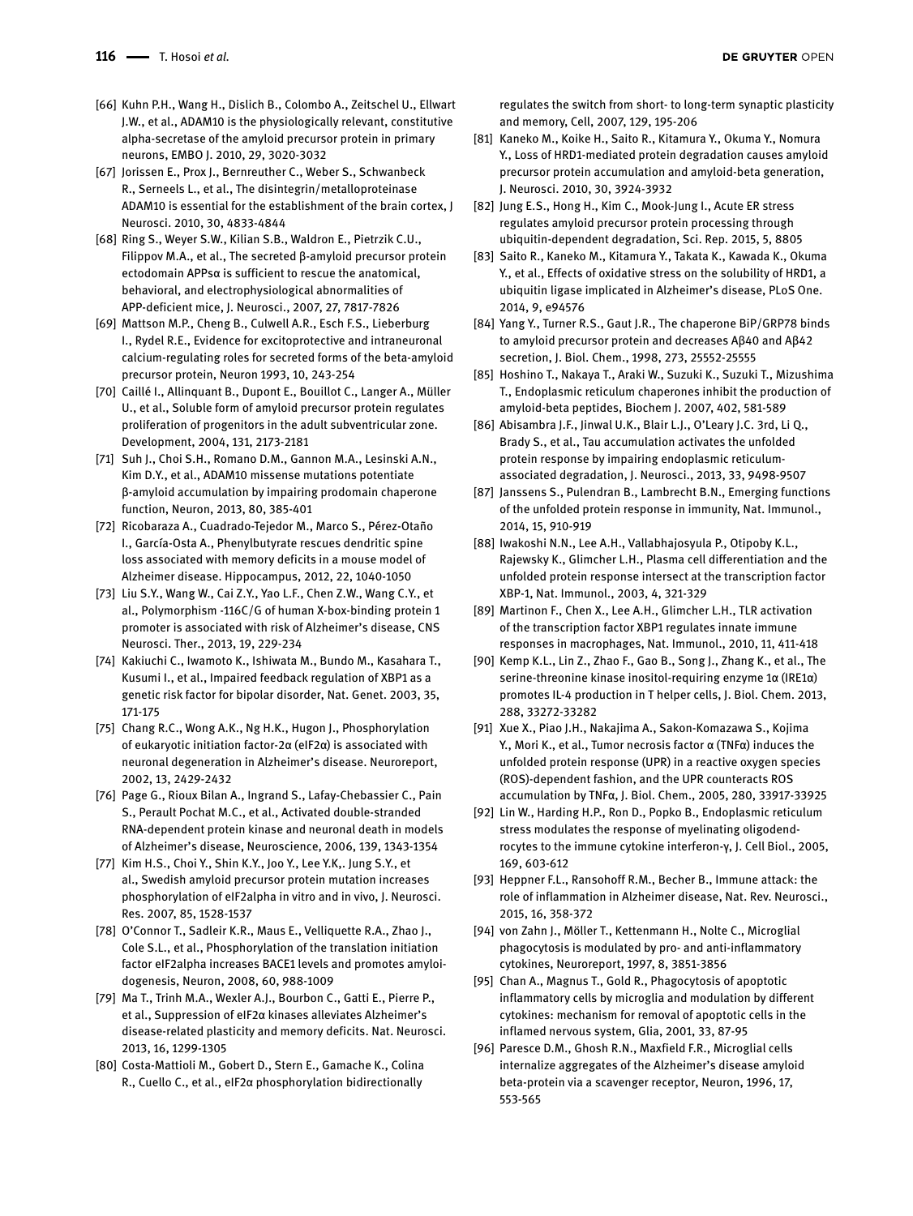[66] Kuhn P.H., Wang H., Dislich B., Colombo A., Zeitschel U., Ellwart J.W., et al., ADAM10 is the physiologically relevant, constitutive alpha-secretase of the amyloid precursor protein in primary neurons, EMBO J. 2010, 29, 3020-3032

[67] Jorissen E., Prox J., Bernreuther C., Weber S., Schwanbeck R., Serneels L., et al., The disintegrin/metalloproteinase ADAM10 is essential for the establishment of the brain cortex, J Neurosci. 2010, 30, 4833-4844

[68] Ring S., Weyer S.W., Kilian S.B., Waldron E., Pietrzik C.U., Filippov M.A., et al., The secreted β-amyloid precursor protein ectodomain APPsα is sufficient to rescue the anatomical, behavioral, and electrophysiological abnormalities of APP-deficient mice, J. Neurosci., 2007, 27, 7817-7826

[69] Mattson M.P., Cheng B., Culwell A.R., Esch F.S., Lieberburg I., Rydel R.E., Evidence for excitoprotective and intraneuronal calcium-regulating roles for secreted forms of the beta-amyloid precursor protein, Neuron 1993, 10, 243-254

[70] Caillé I., Allinquant B., Dupont E., Bouillot C., Langer A., Müller U., et al., Soluble form of amyloid precursor protein regulates proliferation of progenitors in the adult subventricular zone. Development, 2004, 131, 2173-2181

[71] Suh J., Choi S.H., Romano D.M., Gannon M.A., Lesinski A.N., Kim D.Y., et al., ADAM10 missense mutations potentiate β-amyloid accumulation by impairing prodomain chaperone function, Neuron, 2013, 80, 385-401

[72] Ricobaraza A., Cuadrado-Tejedor M., Marco S., Pérez-Otaño I., García-Osta A., Phenylbutyrate rescues dendritic spine loss associated with memory deficits in a mouse model of Alzheimer disease. Hippocampus, 2012, 22, 1040-1050

[73] Liu S.Y., Wang W., Cai Z.Y., Yao L.F., Chen Z.W., Wang C.Y., et al., Polymorphism -116C/G of human X-box-binding protein 1 promoter is associated with risk of Alzheimer's disease, CNS Neurosci. Ther., 2013, 19, 229-234

[74] Kakiuchi C., Iwamoto K., Ishiwata M., Bundo M., Kasahara T., Kusumi I., et al., Impaired feedback regulation of XBP1 as a genetic risk factor for bipolar disorder, Nat. Genet. 2003, 35, 171-175

[75] Chang R.C., Wong A.K., Ng H.K., Hugon J., Phosphorylation of eukaryotic initiation factor-2α (eIF2α) is associated with neuronal degeneration in Alzheimer's disease. Neuroreport, 2002, 13, 2429-2432

[76] Page G., Rioux Bilan A., Ingrand S., Lafay-Chebassier C., Pain S., Perault Pochat M.C., et al., Activated double-stranded RNA-dependent protein kinase and neuronal death in models of Alzheimer's disease, Neuroscience, 2006, 139, 1343-1354

[77] Kim H.S., Choi Y., Shin K.Y., Joo Y., Lee Y.K,. Jung S.Y., et al., Swedish amyloid precursor protein mutation increases phosphorylation of eIF2alpha in vitro and in vivo, J. Neurosci. Res. 2007, 85, 1528-1537

[78] O'Connor T., Sadleir K.R., Maus E., Velliquette R.A., Zhao J., Cole S.L., et al., Phosphorylation of the translation initiation factor eIF2alpha increases BACE1 levels and promotes amyloidogenesis, Neuron, 2008, 60, 988-1009

[79] Ma T., Trinh M.A., Wexler A.J., Bourbon C., Gatti E., Pierre P., et al., Suppression of eIF2α kinases alleviates Alzheimer's disease-related plasticity and memory deficits. Nat. Neurosci. 2013, 16, 1299-1305

[80] Costa-Mattioli M., Gobert D., Stern E., Gamache K., Colina R., Cuello C., et al., eIF2α phosphorylation bidirectionally regulates the switch from short- to long-term synaptic plasticity and memory, Cell, 2007, 129, 195-206

[81] Kaneko M., Koike H., Saito R., Kitamura Y., Okuma Y., Nomura Y., Loss of HRD1-mediated protein degradation causes amyloid precursor protein accumulation and amyloid-beta generation, J. Neurosci. 2010, 30, 3924-3932

[82] Jung E.S., Hong H., Kim C., Mook-Jung I., Acute ER stress regulates amyloid precursor protein processing through ubiquitin-dependent degradation, Sci. Rep. 2015, 5, 8805

[83] Saito R., Kaneko M., Kitamura Y., Takata K., Kawada K., Okuma Y., et al., Effects of oxidative stress on the solubility of HRD1, a ubiquitin ligase implicated in Alzheimer's disease, PLoS One. 2014, 9, e94576

[84] Yang Y., Turner R.S., Gaut J.R., The chaperone BiP/GRP78 binds to amyloid precursor protein and decreases Aβ40 and Aβ42 secretion, J. Biol. Chem., 1998, 273, 25552-25555

[85] Hoshino T., Nakaya T., Araki W., Suzuki K., Suzuki T., Mizushima T., Endoplasmic reticulum chaperones inhibit the production of amyloid-beta peptides, Biochem J. 2007, 402, 581-589

[86] Abisambra J.F., Jinwal U.K., Blair L.J., O'Leary J.C. 3rd, Li Q., Brady S., et al., Tau accumulation activates the unfolded protein response by impairing endoplasmic reticulum-associated degradation, J. Neurosci., 2013, 33, 9498-9507

[87] Janssens S., Pulendran B., Lambrecht B.N., Emerging functions of the unfolded protein response in immunity, Nat. Immunol., 2014, 15, 910-919

[88] Iwakoshi N.N., Lee A.H., Vallabhajosyula P., Otipoby K.L., Rajewsky K., Glimcher L.H., Plasma cell differentiation and the unfolded protein response intersect at the transcription factor XBP-1, Nat. Immunol., 2003, 4, 321-329

[89] Martinon F., Chen X., Lee A.H., Glimcher L.H., TLR activation of the transcription factor XBP1 regulates innate immune responses in macrophages, Nat. Immunol., 2010, 11, 411-418

[90] Kemp K.L., Lin Z., Zhao F., Gao B., Song J., Zhang K., et al., The serine-threonine kinase inositol-requiring enzyme 1α (IRE1α) promotes IL-4 production in T helper cells, J. Biol. Chem. 2013, 288, 33272-33282

[91] Xue X., Piao J.H., Nakajima A., Sakon-Komazawa S., Kojima Y., Mori K., et al., Tumor necrosis factor α (TNFα) induces the unfolded protein response (UPR) in a reactive oxygen species (ROS)-dependent fashion, and the UPR counteracts ROS accumulation by TNFα, J. Biol. Chem., 2005, 280, 33917-33925

[92] Lin W., Harding H.P., Ron D., Popko B., Endoplasmic reticulum stress modulates the response of myelinating oligodendrocytes to the immune cytokine interferon-γ, J. Cell Biol., 2005, 169, 603-612

[93] Heppner F.L., Ransohoff R.M., Becher B., Immune attack: the role of inflammation in Alzheimer disease, Nat. Rev. Neurosci., 2015, 16, 358-372

[94] von Zahn J., Möller T., Kettenmann H., Nolte C., Microglial phagocytosis is modulated by pro- and anti-inflammatory cytokines, Neuroreport, 1997, 8, 3851-3856

[95] Chan A., Magnus T., Gold R., Phagocytosis of apoptotic inflammatory cells by microglia and modulation by different cytokines: mechanism for removal of apoptotic cells in the inflamed nervous system, Glia, 2001, 33, 87-95

[96] Paresce D.M., Ghosh R.N., Maxfield F.R., Microglial cells internalize aggregates of the Alzheimer's disease amyloid beta-protein via a scavenger receptor, Neuron, 1996, 17, 553-565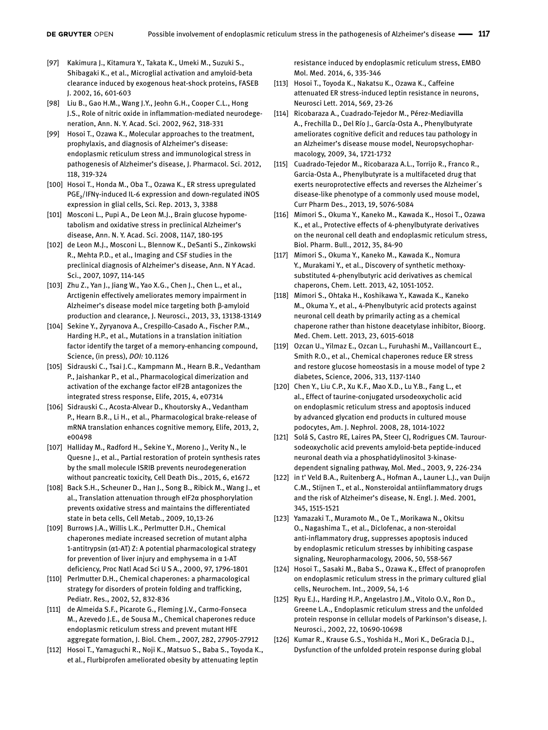[97] Kakimura J., Kitamura Y., Takata K., Umeki M., Suzuki S., Shibagaki K., et al., Microglial activation and amyloid-beta clearance induced by exogenous heat-shock proteins, FASEB J. 2002, 16, 601-603

[98] Liu B., Gao H.M., Wang J.Y., Jeohn G.H., Cooper C.L., Hong J.S., Role of nitric oxide in inflammation-mediated neurodegeneration, Ann. N. Y. Acad. Sci. 2002, 962, 318-331

[99] Hosoi T., Ozawa K., Molecular approaches to the treatment, prophylaxis, and diagnosis of Alzheimer's disease: endoplasmic reticulum stress and immunological stress in pathogenesis of Alzheimer's disease, J. Pharmacol. Sci. 2012, 118, 319-324

[100] Hosoi T., Honda M., Oba T., Ozawa K., ER stress upregulated $PGE_2$/IFNγ-induced IL-6 expression and down-regulated iNOS expression in glial cells, Sci. Rep. 2013, 3, 3388

[101] Mosconi L., Pupi A., De Leon M.J., Brain glucose hypometabolism and oxidative stress in preclinical Alzheimer's disease, Ann. N. Y. Acad. Sci. 2008, 1147, 180-195

[102] de Leon M.J., Mosconi L., Blennow K., DeSanti S., Zinkowski R., Mehta P.D., et al., Imaging and CSF studies in the preclinical diagnosis of Alzheimer's disease, Ann. N Y Acad. Sci., 2007, 1097, 114-145

[103] Zhu Z., Yan J., Jiang W., Yao X.G., Chen J., Chen L., et al., Arctigenin effectively ameliorates memory impairment in Alzheimer's disease model mice targeting both β-amyloid production and clearance, J. Neurosci., 2013, 33, 13138-13149

[104] Sekine Y., Zyryanova A., Crespillo-Casado A., Fischer P.M., Harding H.P., et al., Mutations in a translation initiation factor identify the target of a memory-enhancing compound, Science, (in press), *DOI:* 10.1126

[105] Sidrauski C., Tsai J.C., Kampmann M., Hearn B.R., Vedantham P., Jaishankar P., et al., Pharmacological dimerization and activation of the exchange factor eIF2B antagonizes the integrated stress response, Elife, 2015, 4, e07314

[106] Sidrauski C., Acosta-Alvear D., Khoutorsky A., Vedantham P., Hearn B.R., Li H., et al., Pharmacological brake-release of mRNA translation enhances cognitive memory, Elife, 2013, 2, e00498

[107] Halliday M., Radford H., Sekine Y., Moreno J., Verity N., le Quesne J., et al., Partial restoration of protein synthesis rates by the small molecule ISRIB prevents neurodegeneration without pancreatic toxicity, Cell Death Dis., 2015, 6, e1672

[108] Back S.H., Scheuner D., Han J., Song B., Ribick M., Wang J., et al., Translation attenuation through eIF2α phosphorylation prevents oxidative stress and maintains the differentiated state in beta cells, Cell Metab., 2009, 10,13-26

[109] Burrows J.A., Willis L.K., Perlmutter D.H., Chemical chaperones mediate increased secretion of mutant alpha 1-antitrypsin (α1-AT) Z: A potential pharmacological strategy for prevention of liver injury and emphysema in α 1-AT deficiency, Proc Natl Acad Sci U S A., 2000, 97, 1796-1801

[110] Perlmutter D.H., Chemical chaperones: a pharmacological strategy for disorders of protein folding and trafficking, Pediatr. Res., 2002, 52, 832-836

[111] de Almeida S.F., Picarote G., Fleming J.V., Carmo-Fonseca M., Azevedo J.E., de Sousa M., Chemical chaperones reduce endoplasmic reticulum stress and prevent mutant HFE aggregate formation, J. Biol. Chem., 2007, 282, 27905-27912

[112] Hosoi T., Yamaguchi R., Noji K., Matsuo S., Baba S., Toyoda K., et al., Flurbiprofen ameliorated obesity by attenuating leptin resistance induced by endoplasmic reticulum stress, EMBO Mol. Med. 2014, 6, 335-346

[113] Hosoi T., Toyoda K., Nakatsu K., Ozawa K., Caffeine attenuated ER stress-induced leptin resistance in neurons, Neurosci Lett. 2014, 569, 23-26

[114] Ricobaraza A., Cuadrado-Tejedor M., Pérez-Mediavilla A., Frechilla D., Del Río J., García-Osta A., Phenylbutyrate ameliorates cognitive deficit and reduces tau pathology in an Alzheimer's disease mouse model, Neuropsychopharmacology, 2009, 34, 1721-1732

[115] Cuadrado-Tejedor M., Ricobaraza A.L., Torrijo R., Franco R., Garcia-Osta A., Phenylbutyrate is a multifaceted drug that exerts neuroprotective effects and reverses the Alzheimer´s disease-like phenotype of a commonly used mouse model, Curr Pharm Des., 2013, 19, 5076-5084

[116] Mimori S., Okuma Y., Kaneko M., Kawada K., Hosoi T., Ozawa K., et al., Protective effects of 4-phenylbutyrate derivatives on the neuronal cell death and endoplasmic reticulum stress, Biol. Pharm. Bull., 2012, 35, 84-90

[117] Mimori S., Okuma Y., Kaneko M., Kawada K., Nomura Y., Murakami Y., et al., Discovery of synthetic methoxy-substituted 4-phenylbutyric acid derivatives as chemical chaperons, Chem. Lett. 2013, 42, 1051-1052.

[118] Mimori S., Ohtaka H., Koshikawa Y., Kawada K., Kaneko M., Okuma Y., et al., 4-Phenylbutyric acid protects against neuronal cell death by primarily acting as a chemical chaperone rather than histone deacetylase inhibitor, Bioorg. Med. Chem. Lett. 2013, 23, 6015-6018

[119] Ozcan U., Yilmaz E., Ozcan L., Furuhashi M., Vaillancourt E., Smith R.O., et al., Chemical chaperones reduce ER stress and restore glucose homeostasis in a mouse model of type 2 diabetes, Science, 2006, 313, 1137-1140

[120] Chen Y., Liu C.P., Xu K.F., Mao X.D., Lu Y.B., Fang L., et al., Effect of taurine-conjugated ursodeoxycholic acid on endoplasmic reticulum stress and apoptosis induced by advanced glycation end products in cultured mouse podocytes, Am. J. Nephrol. 2008, 28, 1014-1022

[121] Solá S, Castro RE, Laires PA, Steer CJ, Rodrigues CM. Tauroursodeoxycholic acid prevents amyloid-beta peptide-induced neuronal death via a phosphatidylinositol 3-kinase-dependent signaling pathway, Mol. Med., 2003, 9, 226-234

[122] in t' Veld B.A., Ruitenberg A., Hofman A., Launer L.J., van Duijn C.M., Stijnen T., et al., Nonsteroidal antiinflammatory drugs and the risk of Alzheimer's disease, N. Engl. J. Med. 2001, 345, 1515-1521

[123] Yamazaki T., Muramoto M., Oe T., Morikawa N., Okitsu O., Nagashima T., et al., Diclofenac, a non-steroidal anti-inflammatory drug, suppresses apoptosis induced by endoplasmic reticulum stresses by inhibiting caspase signaling, Neuropharmacology, 2006, 50, 558-567

[124] Hosoi T., Sasaki M., Baba S., Ozawa K., Effect of pranoprofen on endoplasmic reticulum stress in the primary cultured glial cells, Neurochem. Int., 2009, 54, 1-6

[125] Ryu E.J., Harding H.P., Angelastro J.M., Vitolo O.V., Ron D., Greene L.A., Endoplasmic reticulum stress and the unfolded protein response in cellular models of Parkinson's disease, J. Neurosci., 2002, 22, 10690-10698

[126] Kumar R., Krause G.S., Yoshida H., Mori K., DeGracia D.J., Dysfunction of the unfolded protein response during global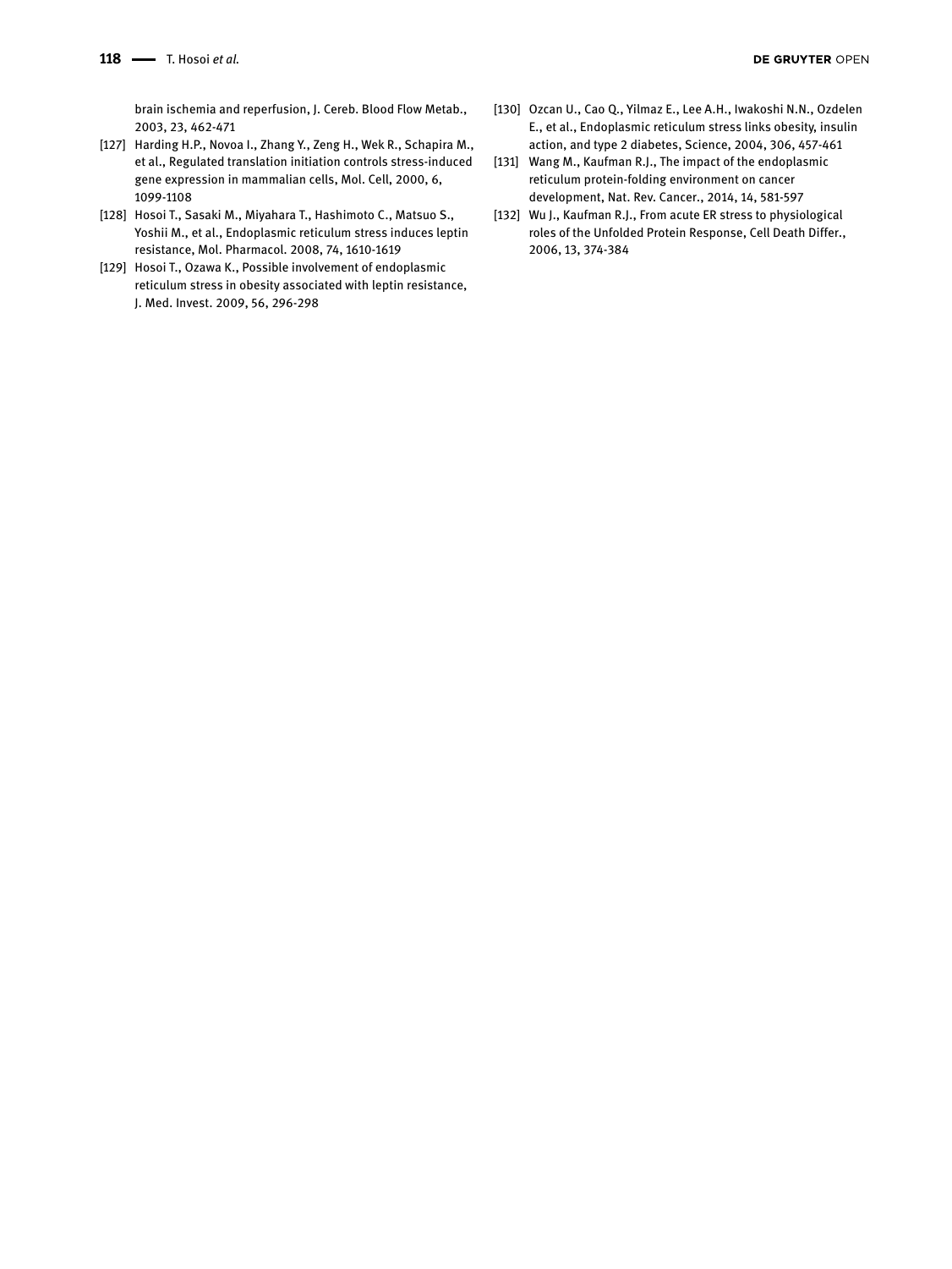brain ischemia and reperfusion, J. Cereb. Blood Flow Metab., 2003, 23, 462-471

[127] Harding H.P., Novoa I., Zhang Y., Zeng H., Wek R., Schapira M., et al., Regulated translation initiation controls stress-induced gene expression in mammalian cells, Mol. Cell, 2000, 6, 1099-1108

[128] Hosoi T., Sasaki M., Miyahara T., Hashimoto C., Matsuo S., Yoshii M., et al., Endoplasmic reticulum stress induces leptin resistance, Mol. Pharmacol. 2008, 74, 1610-1619

[129] Hosoi T., Ozawa K., Possible involvement of endoplasmic reticulum stress in obesity associated with leptin resistance, J. Med. Invest. 2009, 56, 296-298

[130] Ozcan U., Cao Q., Yilmaz E., Lee A.H., Iwakoshi N.N., Ozdelen E., et al., Endoplasmic reticulum stress links obesity, insulin action, and type 2 diabetes, Science, 2004, 306, 457-461

[131] Wang M., Kaufman R.J., The impact of the endoplasmic reticulum protein-folding environment on cancer development, Nat. Rev. Cancer., 2014, 14, 581-597

[132] Wu J., Kaufman R.J., From acute ER stress to physiological roles of the Unfolded Protein Response, Cell Death Differ., 2006, 13, 374-384